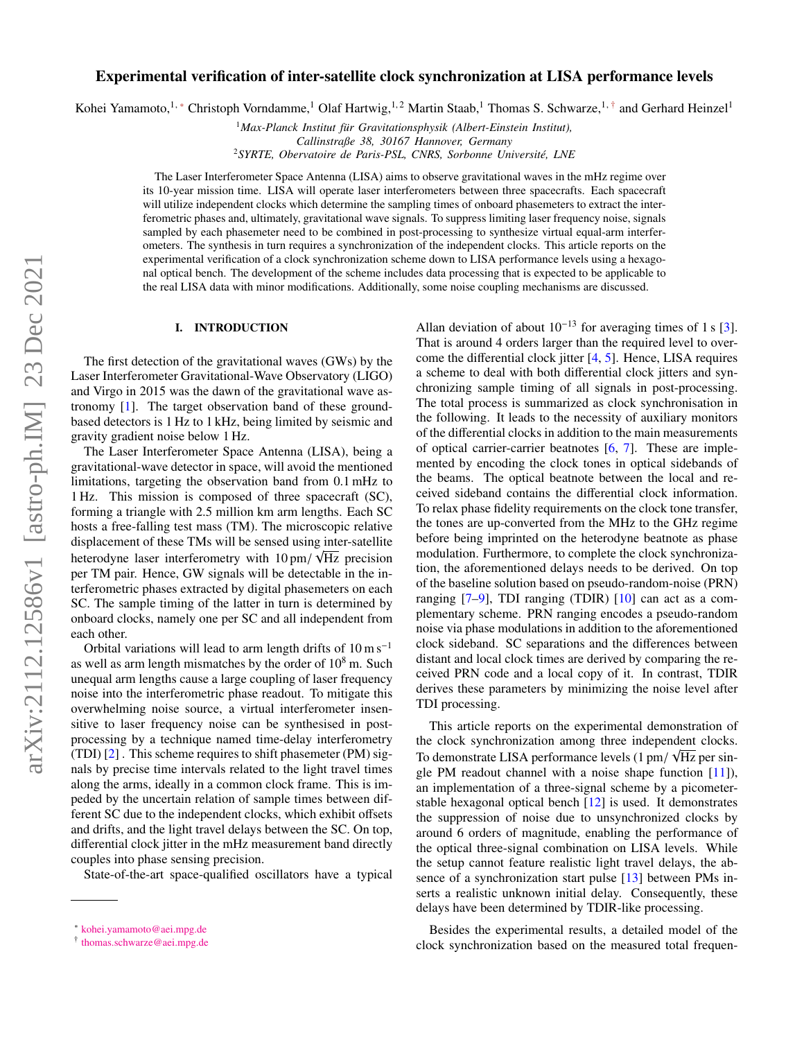# Experimental verification of inter-satellite clock synchronization at LISA performance levels

Kohei Yamamoto,[1,*] Christoph Vorndamme,[1] Olaf Hartwig,[1,2] Martin Staab,[1] Thomas S. Schwarze,[1,†] and Gerhard Heinzel[1]

[1] *Max-Planck Institut für Gravitationsphysik (Albert-Einstein Institut), Callinstraße 38, 30167 Hannover, Germany*

[2] *SYRTE, Obervatoire de Paris-PSL, CNRS, Sorbonne Université, LNE*

The Laser Interferometer Space Antenna (LISA) aims to observe gravitational waves in the mHz regime over its 10-year mission time. LISA will operate laser interferometers between three spacecrafts. Each spacecraft will utilize independent clocks which determine the sampling times of onboard phasemeters to extract the interferometric phases and, ultimately, gravitational wave signals. To suppress limiting laser frequency noise, signals sampled by each phasemeter need to be combined in post-processing to synthesize virtual equal-arm interferometers. The synthesis in turn requires a synchronization of the independent clocks. This article reports on the experimental verification of a clock synchronization scheme down to LISA performance levels using a hexagonal optical bench. The development of the scheme includes data processing that is expected to be applicable to the real LISA data with minor modifications. Additionally, some noise coupling mechanisms are discussed.

## I. INTRODUCTION

The first detection of the gravitational waves (GWs) by the Laser Interferometer Gravitational-Wave Observatory (LIGO) and Virgo in 2015 was the dawn of the gravitational wave astronomy [1]. The target observation band of these ground-based detectors is 1 Hz to 1 kHz, being limited by seismic and gravity gradient noise below 1 Hz.

The Laser Interferometer Space Antenna (LISA), being a gravitational-wave detector in space, will avoid the mentioned limitations, targeting the observation band from 0.1 mHz to 1 Hz. This mission is composed of three spacecraft (SC), forming a triangle with 2.5 million km arm lengths. Each SC hosts a free-falling test mass (TM). The microscopic relative displacement of these TMs will be sensed using inter-satellite heterodyne laser interferometry with $10\,\mathrm{pm}/\sqrt{\mathrm{Hz}}$ precision per TM pair. Hence, GW signals will be detectable in the interferometric phases extracted by digital phasemeters on each SC. The sample timing of the latter in turn is determined by onboard clocks, namely one per SC and all independent from each other.

Orbital variations will lead to arm length drifts of $10\,\mathrm{m\,s^{-1}}$ as well as arm length mismatches by the order of $10^8$ m. Such unequal arm lengths cause a large coupling of laser frequency noise into the interferometric phase readout. To mitigate this overwhelming noise source, a virtual interferometer insensitive to laser frequency noise can be synthesised in post-processing by a technique named time-delay interferometry (TDI) [2] . This scheme requires to shift phasemeter (PM) signals by precise time intervals related to the light travel times along the arms, ideally in a common clock frame. This is impeded by the uncertain relation of sample times between different SC due to the independent clocks, which exhibit offsets and drifts, and the light travel delays between the SC. On top, differential clock jitter in the mHz measurement band directly couples into phase sensing precision.

State-of-the-art space-qualified oscillators have a typical Allan deviation of about $10^{-13}$ for averaging times of 1 s [3]. That is around 4 orders larger than the required level to overcome the differential clock jitter [4, 5]. Hence, LISA requires a scheme to deal with both differential clock jitters and synchronizing sample timing of all signals in post-processing. The total process is summarized as clock synchronisation in the following. It leads to the necessity of auxiliary monitors of the differential clocks in addition to the main measurements of optical carrier-carrier beatnotes [6, 7]. These are implemented by encoding the clock tones in optical sidebands of the beams. The optical beatnote between the local and received sideband contains the differential clock information. To relax phase fidelity requirements on the clock tone transfer, the tones are up-converted from the MHz to the GHz regime before being imprinted on the heterodyne beatnote as phase modulation. Furthermore, to complete the clock synchronization, the aforementioned delays needs to be derived. On top of the baseline solution based on pseudo-random-noise (PRN) ranging [7–9], TDI ranging (TDIR) [10] can act as a complementary scheme. PRN ranging encodes a pseudo-random noise via phase modulations in addition to the aforementioned clock sideband. SC separations and the differences between distant and local clock times are derived by comparing the received PRN code and a local copy of it. In contrast, TDIR derives these parameters by minimizing the noise level after TDI processing.

This article reports on the experimental demonstration of the clock synchronization among three independent clocks. To demonstrate LISA performance levels ($1\,\mathrm{pm}/\sqrt{\mathrm{Hz}}$ per single PM readout channel with a noise shape function [11]), an implementation of a three-signal scheme by a picometer-stable hexagonal optical bench [12] is used. It demonstrates the suppression of noise due to unsynchronized clocks by around 6 orders of magnitude, enabling the performance of the optical three-signal combination on LISA levels. While the setup cannot feature realistic light travel delays, the absence of a synchronization start pulse [13] between PMs inserts a realistic unknown initial delay. Consequently, these delays have been determined by TDIR-like processing.

Besides the experimental results, a detailed model of the clock synchronization based on the measured total frequen-

---

* kohei.yamamoto@aei.mpg.de

† thomas.schwarze@aei.mpg.de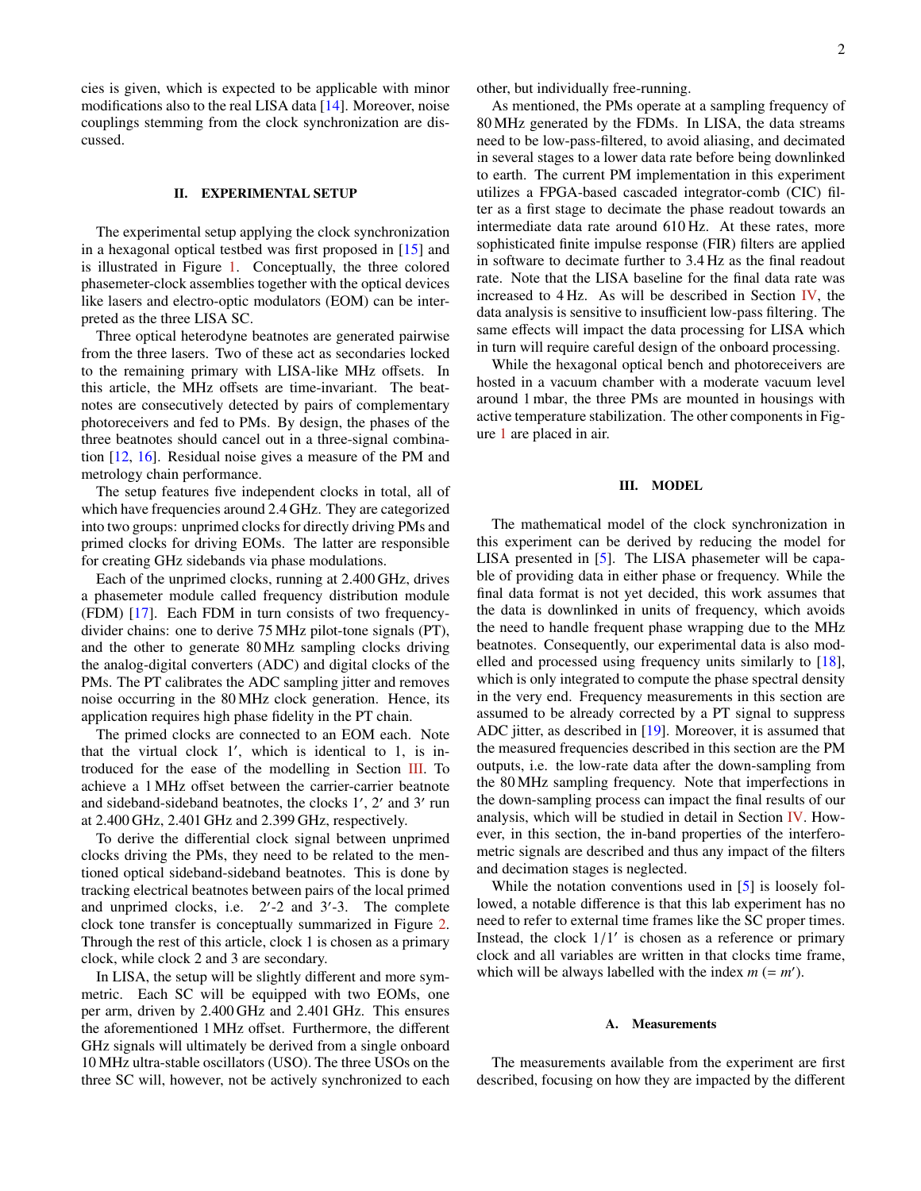cies is given, which is expected to be applicable with minor modifications also to the real LISA data [14]. Moreover, noise couplings stemming from the clock synchronization are discussed.

## II. EXPERIMENTAL SETUP

The experimental setup applying the clock synchronization in a hexagonal optical testbed was first proposed in [15] and is illustrated in Figure 1. Conceptually, the three colored phasemeter-clock assemblies together with the optical devices like lasers and electro-optic modulators (EOM) can be interpreted as the three LISA SC.

Three optical heterodyne beatnotes are generated pairwise from the three lasers. Two of these act as secondaries locked to the remaining primary with LISA-like MHz offsets. In this article, the MHz offsets are time-invariant. The beatnotes are consecutively detected by pairs of complementary photoreceivers and fed to PMs. By design, the phases of the three beatnotes should cancel out in a three-signal combination [12, 16]. Residual noise gives a measure of the PM and metrology chain performance.

The setup features five independent clocks in total, all of which have frequencies around 2.4 GHz. They are categorized into two groups: unprimed clocks for directly driving PMs and primed clocks for driving EOMs. The latter are responsible for creating GHz sidebands via phase modulations.

Each of the unprimed clocks, running at 2.400 GHz, drives a phasemeter module called frequency distribution module (FDM) [17]. Each FDM in turn consists of two frequency-divider chains: one to derive 75 MHz pilot-tone signals (PT), and the other to generate 80 MHz sampling clocks driving the analog-digital converters (ADC) and digital clocks of the PMs. The PT calibrates the ADC sampling jitter and removes noise occurring in the 80 MHz clock generation. Hence, its application requires high phase fidelity in the PT chain.

The primed clocks are connected to an EOM each. Note that the virtual clock $1'$, which is identical to 1, is introduced for the ease of the modelling in Section III. To achieve a 1 MHz offset between the carrier-carrier beatnote and sideband-sideband beatnotes, the clocks $1'$, $2'$ and $3'$ run at 2.400 GHz, 2.401 GHz and 2.399 GHz, respectively.

To derive the differential clock signal between unprimed clocks driving the PMs, they need to be related to the mentioned optical sideband-sideband beatnotes. This is done by tracking electrical beatnotes between pairs of the local primed and unprimed clocks, i.e. $2'$-2 and $3'$-3. The complete clock tone transfer is conceptually summarized in Figure 2. Through the rest of this article, clock 1 is chosen as a primary clock, while clock 2 and 3 are secondary.

In LISA, the setup will be slightly different and more symmetric. Each SC will be equipped with two EOMs, one per arm, driven by 2.400 GHz and 2.401 GHz. This ensures the aforementioned 1 MHz offset. Furthermore, the different GHz signals will ultimately be derived from a single onboard 10 MHz ultra-stable oscillators (USO). The three USOs on the three SC will, however, not be actively synchronized to each other, but individually free-running.

As mentioned, the PMs operate at a sampling frequency of 80 MHz generated by the FDMs. In LISA, the data streams need to be low-pass-filtered, to avoid aliasing, and decimated in several stages to a lower data rate before being downlinked to earth. The current PM implementation in this experiment utilizes a FPGA-based cascaded integrator-comb (CIC) filter as a first stage to decimate the phase readout towards an intermediate data rate around 610 Hz. At these rates, more sophisticated finite impulse response (FIR) filters are applied in software to decimate further to 3.4 Hz as the final readout rate. Note that the LISA baseline for the final data rate was increased to 4 Hz. As will be described in Section IV, the data analysis is sensitive to insufficient low-pass filtering. The same effects will impact the data processing for LISA which in turn will require careful design of the onboard processing.

While the hexagonal optical bench and photoreceivers are hosted in a vacuum chamber with a moderate vacuum level around 1 mbar, the three PMs are mounted in housings with active temperature stabilization. The other components in Figure 1 are placed in air.

## III. MODEL

The mathematical model of the clock synchronization in this experiment can be derived by reducing the model for LISA presented in [5]. The LISA phasemeter will be capable of providing data in either phase or frequency. While the final data format is not yet decided, this work assumes that the data is downlinked in units of frequency, which avoids the need to handle frequent phase wrapping due to the MHz beatnotes. Consequently, our experimental data is also modelled and processed using frequency units similarly to [18], which is only integrated to compute the phase spectral density in the very end. Frequency measurements in this section are assumed to be already corrected by a PT signal to suppress ADC jitter, as described in [19]. Moreover, it is assumed that the measured frequencies described in this section are the PM outputs, i.e. the low-rate data after the down-sampling from the 80 MHz sampling frequency. Note that imperfections in the down-sampling process can impact the final results of our analysis, which will be studied in detail in Section IV. However, in this section, the in-band properties of the interferometric signals are described and thus any impact of the filters and decimation stages is neglected.

While the notation conventions used in [5] is loosely followed, a notable difference is that this lab experiment has no need to refer to external time frames like the SC proper times. Instead, the clock $1/1'$ is chosen as a reference or primary clock and all variables are written in that clocks time frame, which will be always labelled with the index $m$ $(= m')$.

### A. Measurements

The measurements available from the experiment are first described, focusing on how they are impacted by the different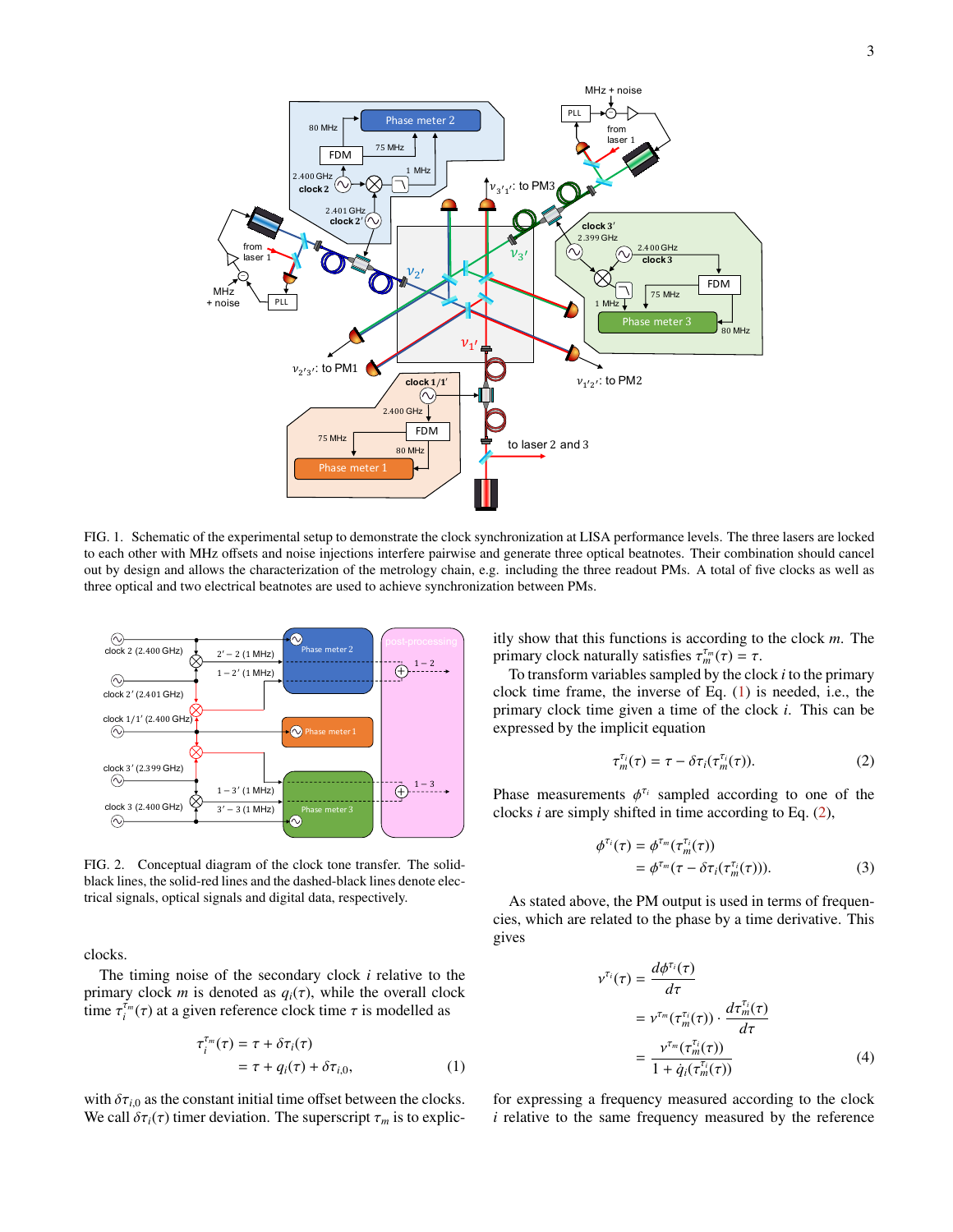FIG. 1. Schematic of the experimental setup to demonstrate the clock synchronization at LISA performance levels. The three lasers are locked to each other with MHz offsets and noise injections interfere pairwise and generate three optical beatnotes. Their combination should cancel out by design and allows the characterization of the metrology chain, e.g. including the three readout PMs. A total of five clocks as well as three optical and two electrical beatnotes are used to achieve synchronization between PMs.

FIG. 2. Conceptual diagram of the clock tone transfer. The solid-black lines, the solid-red lines and the dashed-black lines denote electrical signals, optical signals and digital data, respectively.

clocks.

The timing noise of the secondary clock $i$ relative to the primary clock $m$ is denoted as $q_i(\tau)$, while the overall clock time $\tau_i^{\tau_m}(\tau)$ at a given reference clock time $\tau$ is modelled as

$$
\begin{aligned}
\tau_i^{\tau_m}(\tau) &= \tau + \delta\tau_i(\tau) \\
&= \tau + q_i(\tau) + \delta\tau_{i,0},
\end{aligned} \tag{1}
$$

with $\delta\tau_{i,0}$ as the constant initial time offset between the clocks. We call $\delta\tau_i(\tau)$ timer deviation. The superscript $\tau_m$ is to explicitly show that this functions is according to the clock $m$. The primary clock naturally satisfies $\tau_m^{\tau_m}(\tau) = \tau$.

To transform variables sampled by the clock $i$ to the primary clock time frame, the inverse of Eq. (1) is needed, i.e., the primary clock time given a time of the clock $i$. This can be expressed by the implicit equation

$$
\tau_m^{\tau_i}(\tau) = \tau - \delta\tau_i(\tau_m^{\tau_i}(\tau)). \tag{2}
$$

Phase measurements $\phi^{\tau_i}$ sampled according to one of the clocks $i$ are simply shifted in time according to Eq. (2),

$$
\begin{aligned}
\phi^{\tau_i}(\tau) &= \phi^{\tau_m}(\tau_m^{\tau_i}(\tau)) \\
&= \phi^{\tau_m}(\tau - \delta\tau_i(\tau_m^{\tau_i}(\tau))).
\end{aligned} \tag{3}
$$

As stated above, the PM output is used in terms of frequencies, which are related to the phase by a time derivative. This gives

$$
\begin{aligned}
\nu^{\tau_i}(\tau) &= \frac{d\phi^{\tau_i}(\tau)}{d\tau} \\
&= \nu^{\tau_m}(\tau_m^{\tau_i}(\tau)) \cdot \frac{d\tau_m^{\tau_i}(\tau)}{d\tau} \\
&= \frac{\nu^{\tau_m}(\tau_m^{\tau_i}(\tau))}{1 + \dot{q}_i(\tau_m^{\tau_i}(\tau))}
\end{aligned} \tag{4}
$$

for expressing a frequency measured according to the clock $i$ relative to the same frequency measured by the reference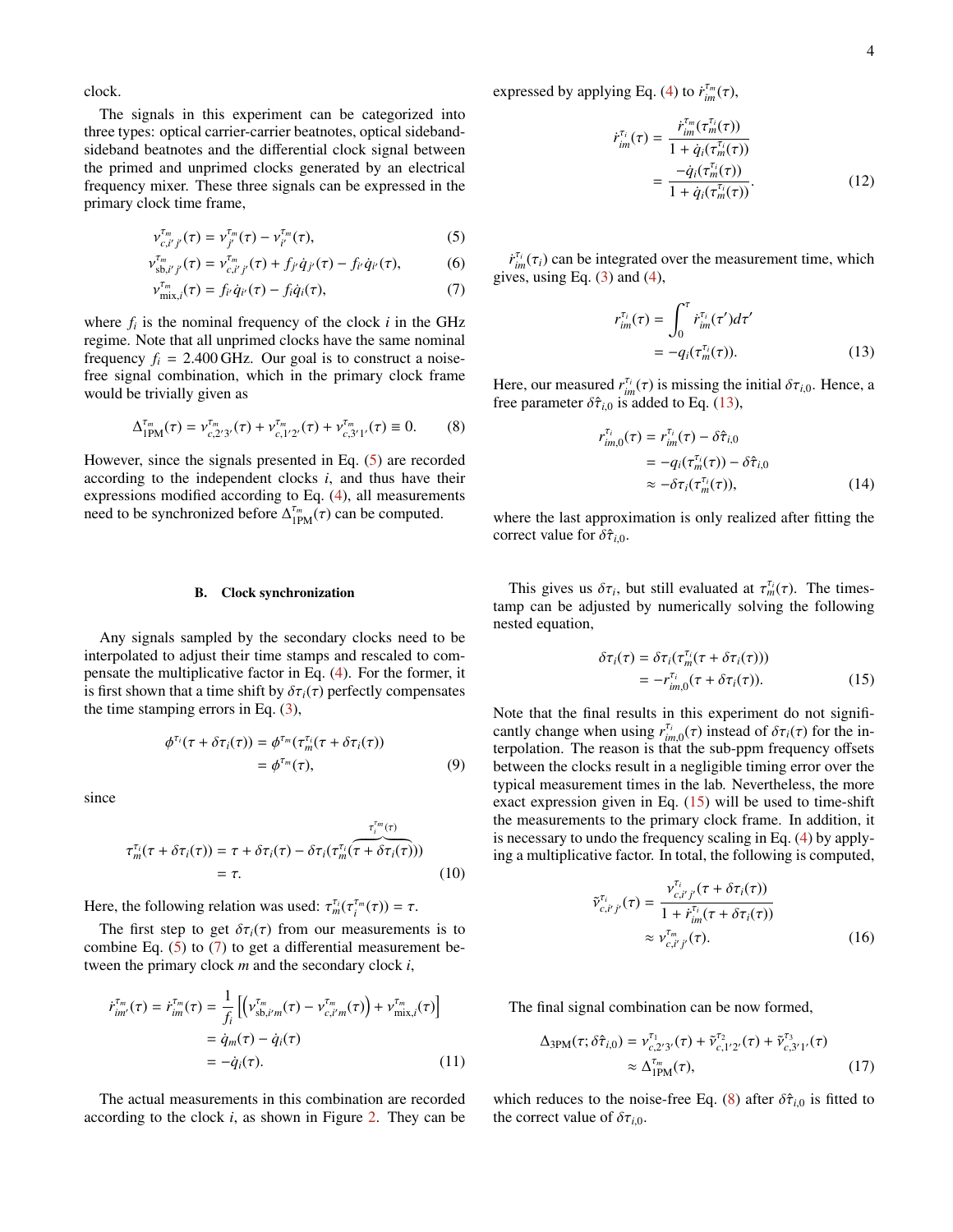clock.

The signals in this experiment can be categorized into three types: optical carrier-carrier beatnotes, optical sideband-sideband beatnotes and the differential clock signal between the primed and unprimed clocks generated by an electrical frequency mixer. These three signals can be expressed in the primary clock time frame,

$$\nu^{\tau_m}_{c,i'j'}(\tau) = \nu^{\tau_m}_{j'}(\tau) - \nu^{\tau_m}_{i'}(\tau), \tag{5}$$

$$\nu^{\tau_m}_{\mathrm{sb},i'j'}(\tau) = \nu^{\tau_m}_{c,i'j'}(\tau) + f_{j'}\dot{q}_{j'}(\tau) - f_{i'}\dot{q}_{i'}(\tau), \tag{6}$$

$$\nu^{\tau_m}_{\mathrm{mix},i}(\tau) = f_{i'}\dot{q}_{i'}(\tau) - f_i\dot{q}_i(\tau), \tag{7}$$

where $f_i$ is the nominal frequency of the clock $i$ in the GHz regime. Note that all unprimed clocks have the same nominal frequency $f_i = 2.400\,\mathrm{GHz}$. Our goal is to construct a noise-free signal combination, which in the primary clock frame would be trivially given as

$$\Delta^{\tau_m}_{\mathrm{1PM}}(\tau) = \nu^{\tau_m}_{c,2'3'}(\tau) + \nu^{\tau_m}_{c,1'2'}(\tau) + \nu^{\tau_m}_{c,3'1'}(\tau) \equiv 0. \tag{8}$$

However, since the signals presented in Eq. (5) are recorded according to the independent clocks $i$, and thus have their expressions modified according to Eq. (4), all measurements need to be synchronized before $\Delta^{\tau_m}_{\mathrm{1PM}}(\tau)$ can be computed.

### B. Clock synchronization

Any signals sampled by the secondary clocks need to be interpolated to adjust their time stamps and rescaled to compensate the multiplicative factor in Eq. (4). For the former, it is first shown that a time shift by $\delta\tau_i(\tau)$ perfectly compensates the time stamping errors in Eq. (3),

$$\begin{aligned}\phi^{\tau_i}(\tau + \delta\tau_i(\tau)) &= \phi^{\tau_m}(\tau^{\tau_i}_m(\tau + \delta\tau_i(\tau))\\ &= \phi^{\tau_m}(\tau),\end{aligned} \tag{9}$$

since

$$\begin{aligned}\tau^{\tau_i}_m(\tau + \delta\tau_i(\tau)) &= \tau + \delta\tau_i(\tau) - \delta\tau_i(\tau^{\tau_i}_m\overbrace{(\tau + \delta\tau_i(\tau))}^{\tau^{\tau_m}_i(\tau)})\\ &= \tau.\end{aligned} \tag{10}$$

Here, the following relation was used: $\tau^{\tau_i}_m(\tau^{\tau_m}_i(\tau)) = \tau$.

The first step to get $\delta\tau_i(\tau)$ from our measurements is to combine Eq. (5) to (7) to get a differential measurement between the primary clock $m$ and the secondary clock $i$,

$$\begin{aligned}\dot{r}^{\tau_m}_{im'}(\tau) = \dot{r}^{\tau_m}_{im}(\tau) &= \frac{1}{f_i}\left[\left(\nu^{\tau_m}_{\mathrm{sb},i'm}(\tau) - \nu^{\tau_m}_{c,i'm}(\tau)\right) + \nu^{\tau_m}_{\mathrm{mix},i}(\tau)\right]\\ &= \dot{q}_m(\tau) - \dot{q}_i(\tau)\\ &= -\dot{q}_i(\tau).\end{aligned} \tag{11}$$

The actual measurements in this combination are recorded according to the clock $i$, as shown in Figure 2. They can be expressed by applying Eq. (4) to $\dot{r}^{\tau_m}_{im}(\tau)$,

$$\begin{aligned}\dot{r}^{\tau_i}_{im}(\tau) &= \frac{\dot{r}^{\tau_m}_{im}(\tau^{\tau_i}_m(\tau))}{1 + \dot{q}_i(\tau^{\tau_i}_m(\tau))}\\ &= \frac{-\dot{q}_i(\tau^{\tau_i}_m(\tau))}{1 + \dot{q}_i(\tau^{\tau_i}_m(\tau))}.\end{aligned} \tag{12}$$

$\dot{r}^{\tau_i}_{im}(\tau_i)$ can be integrated over the measurement time, which gives, using Eq. (3) and (4),

$$\begin{aligned}r^{\tau_i}_{im}(\tau) &= \int_0^\tau \dot{r}^{\tau_i}_{im}(\tau')d\tau'\\ &= -q_i(\tau^{\tau_i}_m(\tau)).\end{aligned} \tag{13}$$

Here, our measured $r^{\tau_i}_{im}(\tau)$ is missing the initial $\delta\tau_{i,0}$. Hence, a free parameter $\delta\hat{\tau}_{i,0}$ is added to Eq. (13),

$$\begin{aligned}r^{\tau_i}_{im,0}(\tau) &= r^{\tau_i}_{im}(\tau) - \delta\hat{\tau}_{i,0}\\ &= -q_i(\tau^{\tau_i}_m(\tau)) - \delta\hat{\tau}_{i,0}\\ &\approx -\delta\tau_i(\tau^{\tau_i}_m(\tau)),\end{aligned} \tag{14}$$

where the last approximation is only realized after fitting the correct value for $\delta\hat{\tau}_{i,0}$.

This gives us $\delta\tau_i$, but still evaluated at $\tau^{\tau_i}_m(\tau)$. The timestamp can be adjusted by numerically solving the following nested equation,

$$\begin{aligned}\delta\tau_i(\tau) &= \delta\tau_i(\tau^{\tau_i}_m(\tau + \delta\tau_i(\tau)))\\ &= -r^{\tau_i}_{im,0}(\tau + \delta\tau_i(\tau)).\end{aligned} \tag{15}$$

Note that the final results in this experiment do not significantly change when using $r^{\tau_i}_{im,0}(\tau)$ instead of $\delta\tau_i(\tau)$ for the interpolation. The reason is that the sub-ppm frequency offsets between the clocks result in a negligible timing error over the typical measurement times in the lab. Nevertheless, the more exact expression given in Eq. (15) will be used to time-shift the measurements to the primary clock frame. In addition, it is necessary to undo the frequency scaling in Eq. (4) by applying a multiplicative factor. In total, the following is computed,

$$\begin{aligned}\tilde{\nu}^{\tau_i}_{c,i'j'}(\tau) &= \frac{\nu^{\tau_i}_{c,i'j'}(\tau + \delta\tau_i(\tau))}{1 + \dot{r}^{\tau_i}_{im}(\tau + \delta\tau_i(\tau))}\\ &\approx \nu^{\tau_m}_{c,i'j'}(\tau).\end{aligned} \tag{16}$$

The final signal combination can be now formed,

$$\begin{aligned}\Delta_{\mathrm{3PM}}(\tau;\delta\hat{\tau}_{i,0}) &= \nu^{\tau_1}_{c,2'3'}(\tau) + \tilde{\nu}^{\tau_2}_{c,1'2'}(\tau) + \tilde{\nu}^{\tau_3}_{c,3'1'}(\tau)\\ &\approx \Delta^{\tau_m}_{\mathrm{1PM}}(\tau),\end{aligned} \tag{17}$$

which reduces to the noise-free Eq. (8) after $\delta\hat{\tau}_{i,0}$ is fitted to the correct value of $\delta\tau_{i,0}$.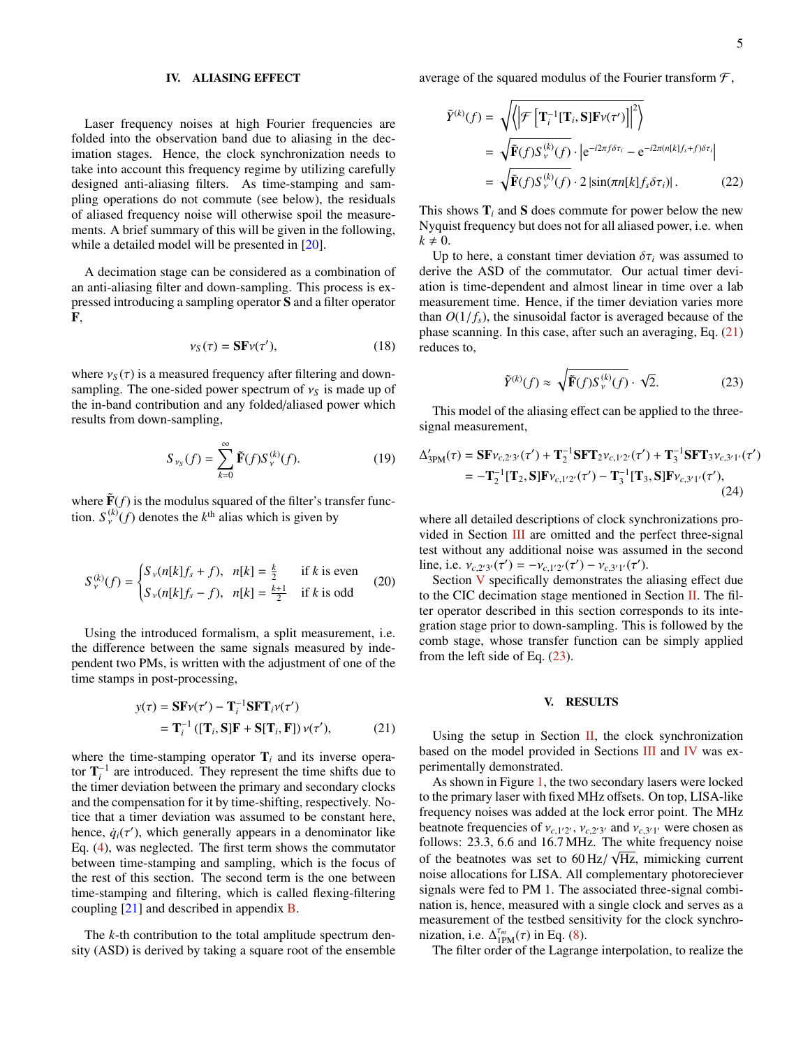## IV. ALIASING EFFECT

Laser frequency noises at high Fourier frequencies are folded into the observation band due to aliasing in the decimation stages. Hence, the clock synchronization needs to take into account this frequency regime by utilizing carefully designed anti-aliasing filters. As time-stamping and sampling operations do not commute (see below), the residuals of aliased frequency noise will otherwise spoil the measurements. A brief summary of this will be given in the following, while a detailed model will be presented in [20].

A decimation stage can be considered as a combination of an anti-aliasing filter and down-sampling. This process is expressed introducing a sampling operator $\mathbf{S}$ and a filter operator $\mathbf{F}$,

$$\nu_S(\tau) = \mathbf{S}\mathbf{F}\nu(\tau'), \tag{18}$$

where $\nu_S(\tau)$ is a measured frequency after filtering and down-sampling. The one-sided power spectrum of $\nu_S$ is made up of the in-band contribution and any folded/aliased power which results from down-sampling,

$$S_{\nu_S}(f) = \sum_{k=0}^{\infty} \tilde{\mathbf{F}}(f) S_{\nu}^{(k)}(f). \tag{19}$$

where $\tilde{\mathbf{F}}(f)$ is the modulus squared of the filter's transfer function. $S_{\nu}^{(k)}(f)$ denotes the $k^{\text{th}}$ alias which is given by

$$S_{\nu}^{(k)}(f) = \begin{cases} S_{\nu}(n[k]f_s + f), & n[k] = \frac{k}{2} \quad \text{if } k \text{ is even} \\ S_{\nu}(n[k]f_s - f), & n[k] = \frac{k+1}{2} \quad \text{if } k \text{ is odd} \end{cases} \tag{20}$$

Using the introduced formalism, a split measurement, i.e. the difference between the same signals measured by independent two PMs, is written with the adjustment of one of the time stamps in post-processing,

$$\begin{aligned} y(\tau) &= \mathbf{S}\mathbf{F}\nu(\tau') - \mathbf{T}_i^{-1}\mathbf{S}\mathbf{F}\mathbf{T}_i\nu(\tau') \\ &= \mathbf{T}_i^{-1}\left([\mathbf{T}_i, \mathbf{S}]\mathbf{F} + \mathbf{S}[\mathbf{T}_i, \mathbf{F}]\right)\nu(\tau'), \end{aligned} \tag{21}$$

where the time-stamping operator $\mathbf{T}_i$ and its inverse operator $\mathbf{T}_i^{-1}$ are introduced. They represent the time shifts due to the timer deviation between the primary and secondary clocks and the compensation for it by time-shifting, respectively. Notice that a timer deviation was assumed to be constant here, hence, $\dot{q}_i(\tau')$, which generally appears in a denominator like Eq. (4), was neglected. The first term shows the commutator between time-stamping and sampling, which is the focus of the rest of this section. The second term is the one between time-stamping and filtering, which is called flexing-filtering coupling [21] and described in appendix B.

The $k$-th contribution to the total amplitude spectrum density (ASD) is derived by taking a square root of the ensemble average of the squared modulus of the Fourier transform $\mathcal{F}$,

$$\begin{aligned} \tilde{Y}^{(k)}(f) &= \sqrt{\left\langle \left| \mathcal{F}\left[\mathbf{T}_i^{-1}[\mathbf{T}_i, \mathbf{S}]\mathbf{F}\nu(\tau')\right]\right|^2 \right\rangle} \\ &= \sqrt{\tilde{\mathbf{F}}(f) S_{\nu}^{(k)}(f)} \cdot \left| e^{-i2\pi f \delta\tau_i} - e^{-i2\pi(n[k]f_s + f)\delta\tau_i} \right| \\ &= \sqrt{\tilde{\mathbf{F}}(f) S_{\nu}^{(k)}(f)} \cdot 2\left|\sin(\pi n[k] f_s \delta\tau_i)\right|. \end{aligned} \tag{22}$$

This shows $\mathbf{T}_i$ and $\mathbf{S}$ does commute for power below the new Nyquist frequency but does not for all aliased power, i.e. when $k \neq 0$.

Up to here, a constant timer deviation $\delta\tau_i$ was assumed to derive the ASD of the commutator. Our actual timer deviation is time-dependent and almost linear in time over a lab measurement time. Hence, if the timer deviation varies more than $O(1/f_s)$, the sinusoidal factor is averaged because of the phase scanning. In this case, after such an averaging, Eq. (21) reduces to,

$$\tilde{Y}^{(k)}(f) \approx \sqrt{\tilde{\mathbf{F}}(f) S_{\nu}^{(k)}(f)} \cdot \sqrt{2}. \tag{23}$$

This model of the aliasing effect can be applied to the three-signal measurement,

$$\begin{aligned} \Delta'_{3\text{PM}}(\tau) &= \mathbf{S}\mathbf{F}\nu_{c,2'3'}(\tau') + \mathbf{T}_2^{-1}\mathbf{S}\mathbf{F}\mathbf{T}_2\nu_{c,1'2'}(\tau') + \mathbf{T}_3^{-1}\mathbf{S}\mathbf{F}\mathbf{T}_3\nu_{c,3'1'}(\tau') \\ &= -\mathbf{T}_2^{-1}[\mathbf{T}_2, \mathbf{S}]\mathbf{F}\nu_{c,1'2'}(\tau') - \mathbf{T}_3^{-1}[\mathbf{T}_3, \mathbf{S}]\mathbf{F}\nu_{c,3'1'}(\tau'), \end{aligned} \tag{24}$$

where all detailed descriptions of clock synchronizations provided in Section III are omitted and the perfect three-signal test without any additional noise was assumed in the second line, i.e. $\nu_{c,2'3'}(\tau') = -\nu_{c,1'2'}(\tau') - \nu_{c,3'1'}(\tau')$.

Section V specifically demonstrates the aliasing effect due to the CIC decimation stage mentioned in Section II. The filter operator described in this section corresponds to its integration stage prior to down-sampling. This is followed by the comb stage, whose transfer function can be simply applied from the left side of Eq. (23).

## V. RESULTS

Using the setup in Section II, the clock synchronization based on the model provided in Sections III and IV was experimentally demonstrated.

As shown in Figure 1, the two secondary lasers were locked to the primary laser with fixed MHz offsets. On top, LISA-like frequency noises was added at the lock error point. The MHz beatnote frequencies of $\nu_{c,1'2'}$, $\nu_{c,2'3'}$ and $\nu_{c,3'1'}$ were chosen as follows: 23.3, 6.6 and 16.7 MHz. The white frequency noise of the beatnotes was set to $60\,\text{Hz}/\sqrt{\text{Hz}}$, mimicking current noise allocations for LISA. All complementary photoreciever signals were fed to PM 1. The associated three-signal combination is, hence, measured with a single clock and serves as a measurement of the testbed sensitivity for the clock synchronization, i.e. $\Delta_{1\text{PM}}^{\tau_m}(\tau)$ in Eq. (8).

The filter order of the Lagrange interpolation, to realize the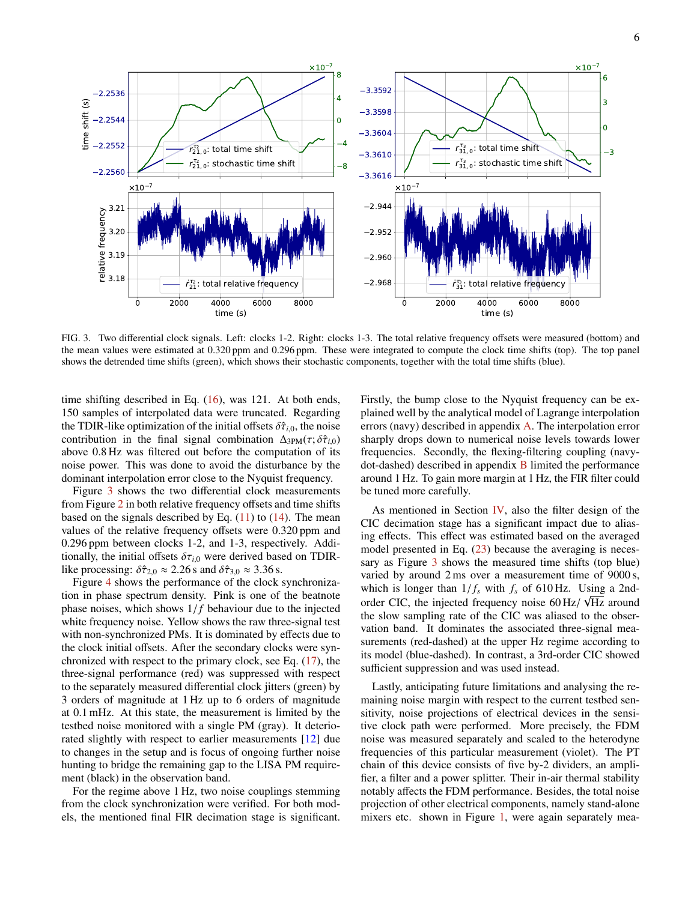FIG. 3. Two differential clock signals. Left: clocks 1-2. Right: clocks 1-3. The total relative frequency offsets were measured (bottom) and the mean values were estimated at 0.320 ppm and 0.296 ppm. These were integrated to compute the clock time shifts (top). The top panel shows the detrended time shifts (green), which shows their stochastic components, together with the total time shifts (blue).

time shifting described in Eq. (16), was 121. At both ends, 150 samples of interpolated data were truncated. Regarding the TDIR-like optimization of the initial offsets $\delta\hat{\tau}_{i,0}$, the noise contribution in the final signal combination $\Delta_{3PM}(\tau;\delta\hat{\tau}_{i,0})$ above 0.8 Hz was filtered out before the computation of its noise power. This was done to avoid the disturbance by the dominant interpolation error close to the Nyquist frequency.

Figure 3 shows the two differential clock measurements from Figure 2 in both relative frequency offsets and time shifts based on the signals described by Eq. (11) to (14). The mean values of the relative frequency offsets were 0.320 ppm and 0.296 ppm between clocks 1-2, and 1-3, respectively. Additionally, the initial offsets $\delta\tau_{i,0}$ were derived based on TDIR-like processing: $\delta\hat{\tau}_{2,0} \approx 2.26$ s and $\delta\hat{\tau}_{3,0} \approx 3.36$ s.

Figure 4 shows the performance of the clock synchronization in phase spectrum density. Pink is one of the beatnote phase noises, which shows $1/f$ behaviour due to the injected white frequency noise. Yellow shows the raw three-signal test with non-synchronized PMs. It is dominated by effects due to the clock initial offsets. After the secondary clocks were synchronized with respect to the primary clock, see Eq. (17), the three-signal performance (red) was suppressed with respect to the separately measured differential clock jitters (green) by 3 orders of magnitude at 1 Hz up to 6 orders of magnitude at 0.1 mHz. At this state, the measurement is limited by the testbed noise monitored with a single PM (gray). It deteriorated slightly with respect to earlier measurements [12] due to changes in the setup and is focus of ongoing further noise hunting to bridge the remaining gap to the LISA PM requirement (black) in the observation band.

For the regime above 1 Hz, two noise couplings stemming from the clock synchronization were verified. For both models, the mentioned final FIR decimation stage is significant. Firstly, the bump close to the Nyquist frequency can be explained well by the analytical model of Lagrange interpolation errors (navy) described in appendix A. The interpolation error sharply drops down to numerical noise levels towards lower frequencies. Secondly, the flexing-filtering coupling (navy-dot-dashed) described in appendix B limited the performance around 1 Hz. To gain more margin at 1 Hz, the FIR filter could be tuned more carefully.

As mentioned in Section IV, also the filter design of the CIC decimation stage has a significant impact due to aliasing effects. This effect was estimated based on the averaged model presented in Eq. (23) because the averaging is necessary as Figure 3 shows the measured time shifts (top blue) varied by around 2 ms over a measurement time of 9000 s, which is longer than $1/f_s$ with $f_s$ of 610 Hz. Using a 2nd-order CIC, the injected frequency noise $60\,\mathrm{Hz}/\sqrt{\mathrm{Hz}}$ around the slow sampling rate of the CIC was aliased to the observation band. It dominates the associated three-signal measurements (red-dashed) at the upper Hz regime according to its model (blue-dashed). In contrast, a 3rd-order CIC showed sufficient suppression and was used instead.

Lastly, anticipating future limitations and analysing the remaining noise margin with respect to the current testbed sensitivity, noise projections of electrical devices in the sensitive clock path were performed. More precisely, the FDM noise was measured separately and scaled to the heterodyne frequencies of this particular measurement (violet). The PT chain of this device consists of five by-2 dividers, an amplifier, a filter and a power splitter. Their in-air thermal stability notably affects the FDM performance. Besides, the total noise projection of other electrical components, namely stand-alone mixers etc. shown in Figure 1, were again separately mea-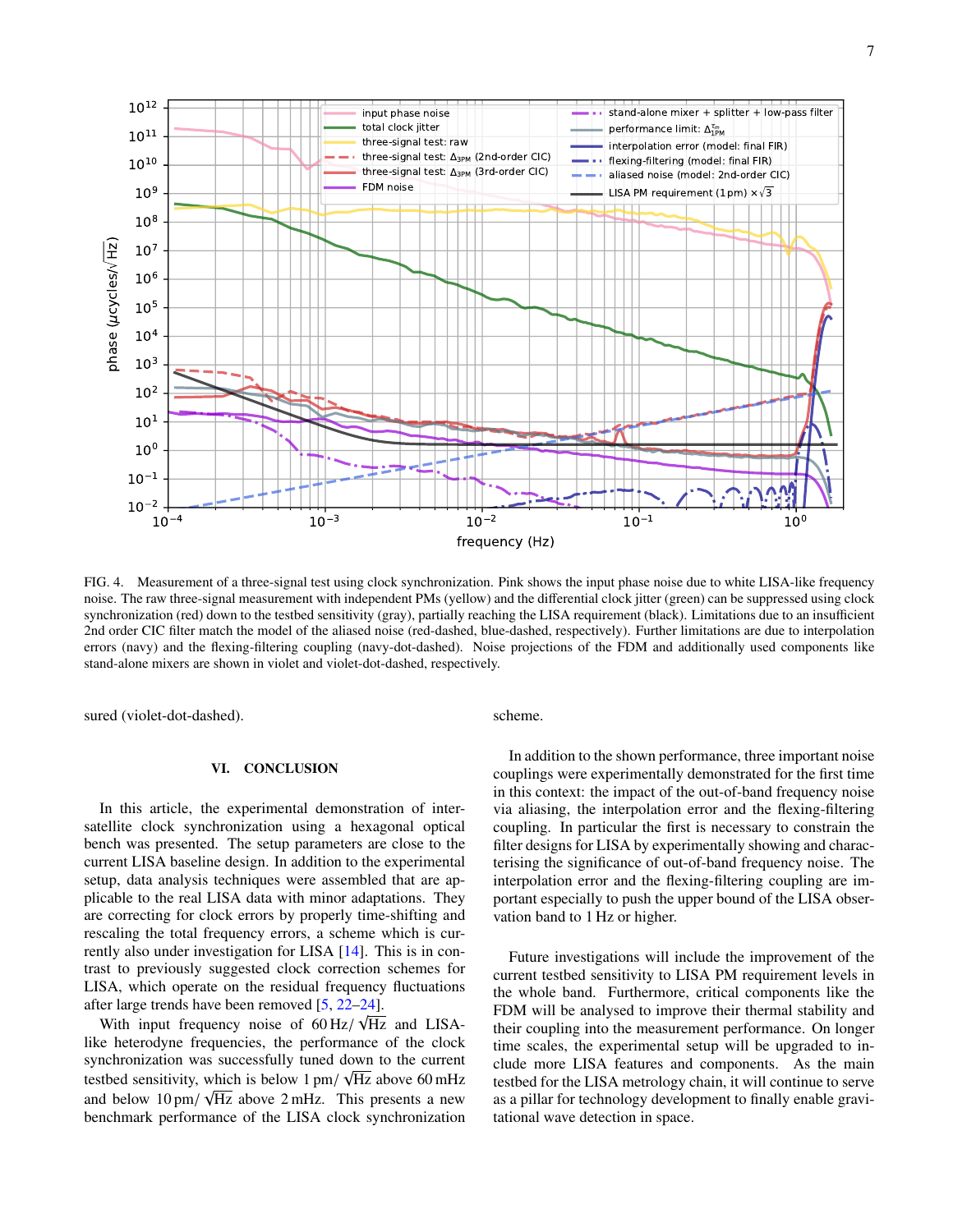FIG. 4. Measurement of a three-signal test using clock synchronization. Pink shows the input phase noise due to white LISA-like frequency noise. The raw three-signal measurement with independent PMs (yellow) and the differential clock jitter (green) can be suppressed using clock synchronization (red) down to the testbed sensitivity (gray), partially reaching the LISA requirement (black). Limitations due to an insufficient 2nd order CIC filter match the model of the aliased noise (red-dashed, blue-dashed, respectively). Further limitations are due to interpolation errors (navy) and the flexing-filtering coupling (navy-dot-dashed). Noise projections of the FDM and additionally used components like stand-alone mixers are shown in violet and violet-dot-dashed, respectively.

sured (violet-dot-dashed).

## VI. CONCLUSION

In this article, the experimental demonstration of inter-satellite clock synchronization using a hexagonal optical bench was presented. The setup parameters are close to the current LISA baseline design. In addition to the experimental setup, data analysis techniques were assembled that are applicable to the real LISA data with minor adaptations. They are correcting for clock errors by properly time-shifting and rescaling the total frequency errors, a scheme which is currently also under investigation for LISA [14]. This is in contrast to previously suggested clock correction schemes for LISA, which operate on the residual frequency fluctuations after large trends have been removed [5, 22–24].

With input frequency noise of $60\,\mathrm{Hz}/\sqrt{\mathrm{Hz}}$ and LISA-like heterodyne frequencies, the performance of the clock synchronization was successfully tuned down to the current testbed sensitivity, which is below $1\,\mathrm{pm}/\sqrt{\mathrm{Hz}}$ above 60 mHz and below $10\,\mathrm{pm}/\sqrt{\mathrm{Hz}}$ above 2 mHz. This presents a new benchmark performance of the LISA clock synchronization scheme.

In addition to the shown performance, three important noise couplings were experimentally demonstrated for the first time in this context: the impact of the out-of-band frequency noise via aliasing, the interpolation error and the flexing-filtering coupling. In particular the first is necessary to constrain the filter designs for LISA by experimentally showing and characterising the significance of out-of-band frequency noise. The interpolation error and the flexing-filtering coupling are important especially to push the upper bound of the LISA observation band to 1 Hz or higher.

Future investigations will include the improvement of the current testbed sensitivity to LISA PM requirement levels in the whole band. Furthermore, critical components like the FDM will be analysed to improve their thermal stability and their coupling into the measurement performance. On longer time scales, the experimental setup will be upgraded to include more LISA features and components. As the main testbed for the LISA metrology chain, it will continue to serve as a pillar for technology development to finally enable gravitational wave detection in space.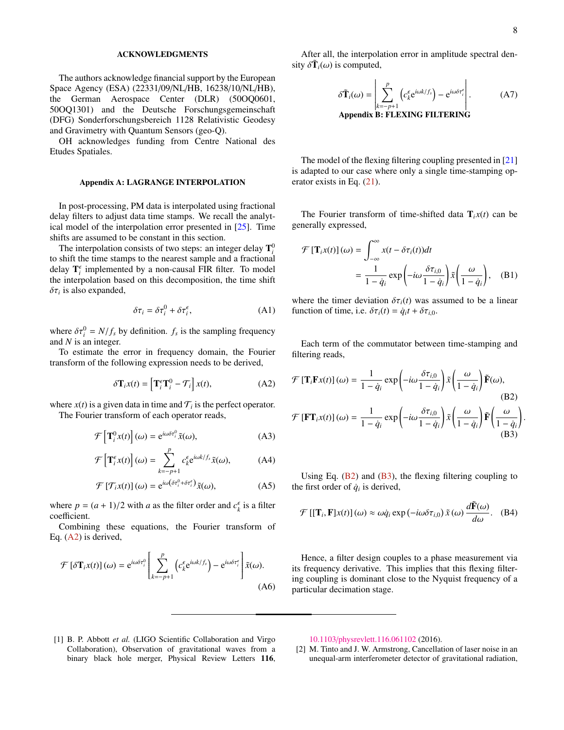## ACKNOWLEDGMENTS

The authors acknowledge financial support by the European Space Agency (ESA) (22331/09/NL/HB, 16238/10/NL/HB), the German Aerospace Center (DLR) (50OQ0601, 50OQ1301) and the Deutsche Forschungsgemeinschaft (DFG) Sonderforschungsbereich 1128 Relativistic Geodesy and Gravimetry with Quantum Sensors (geo-Q).

OH acknowledges funding from Centre National des Etudes Spatiales.

## Appendix A: LAGRANGE INTERPOLATION

In post-processing, PM data is interpolated using fractional delay filters to adjust data time stamps. We recall the analytical model of the interpolation error presented in [25]. Time shifts are assumed to be constant in this section.

The interpolation consists of two steps: an integer delay $\mathbf{T}_i^0$ to shift the time stamps to the nearest sample and a fractional delay $\mathbf{T}_i^\epsilon$ implemented by a non-causal FIR filter. To model the interpolation based on this decomposition, the time shift $\delta\tau_i$ is also expanded,

$$\delta\tau_i = \delta\tau_i^0 + \delta\tau_i^\epsilon, \tag{A1}$$

where $\delta\tau_i^0 = N/f_s$ by definition. $f_s$ is the sampling frequency and $N$ is an integer.

To estimate the error in frequency domain, the Fourier transform of the following expression needs to be derived,

$$\delta\mathbf{T}_i x(t) = \left[\mathbf{T}_i^\epsilon \mathbf{T}_i^0 - \mathcal{T}_i\right] x(t), \tag{A2}$$

where $x(t)$ is a given data in time and $\mathcal{T}_i$ is the perfect operator.

The Fourier transform of each operator reads,

$$\mathcal{F}\left[\mathbf{T}_i^0 x(t)\right](\omega) = \mathrm{e}^{i\omega\delta\tau_i^0}\tilde{x}(\omega), \tag{A3}$$

$$\mathcal{F}\left[\mathbf{T}_i^\epsilon x(t)\right](\omega) = \sum_{k=-p+1}^{p} c_k^\epsilon \mathrm{e}^{i\omega k/f_s}\tilde{x}(\omega), \tag{A4}$$

$$\mathcal{F}\left[\mathcal{T}_i x(t)\right](\omega) = \mathrm{e}^{i\omega\left(\delta\tau_i^0 + \delta\tau_i^\epsilon\right)}\tilde{x}(\omega), \tag{A5}$$

where $p = (a+1)/2$ with $a$ as the filter order and $c_k^\epsilon$ is a filter coefficient.

Combining these equations, the Fourier transform of Eq. (A2) is derived,

$$\mathcal{F}\left[\delta\mathbf{T}_i x(t)\right](\omega) = \mathrm{e}^{i\omega\delta\tau_i^0}\left[\sum_{k=-p+1}^{p}\left(c_k^\epsilon \mathrm{e}^{i\omega k/f_s}\right) - \mathrm{e}^{i\omega\delta\tau_i^\epsilon}\right]\tilde{x}(\omega). \tag{A6}$$

After all, the interpolation error in amplitude spectral density $\delta\tilde{\mathbf{T}}_i(\omega)$ is computed,

$$\delta\tilde{\mathbf{T}}_i(\omega) = \left|\sum_{k=-p+1}^{p}\left(c_k^\epsilon \mathrm{e}^{i\omega k/f_s}\right) - \mathrm{e}^{i\omega\delta\tau_i^\epsilon}\right|. \tag{A7}$$

## Appendix B: FLEXING FILTERING

The model of the flexing filtering coupling presented in [21] is adapted to our case where only a single time-stamping operator exists in Eq. (21).

The Fourier transform of time-shifted data $\mathbf{T}_i x(t)$ can be generally expressed,

$$\begin{aligned}\mathcal{F}\left[\mathbf{T}_i x(t)\right](\omega) &= \int_{-\infty}^{\infty} x(t - \delta\tau_i(t))dt \\ &= \frac{1}{1-\dot{q}_i}\exp\left(-i\omega\frac{\delta\tau_{i,0}}{1-\dot{q}_i}\right)\tilde{x}\left(\frac{\omega}{1-\dot{q}_i}\right),\end{aligned} \tag{B1}$$

where the timer deviation $\delta\tau_i(t)$ was assumed to be a linear function of time, i.e. $\delta\tau_i(t) = \dot{q}_i t + \delta\tau_{i,0}$.

Each term of the commutator between time-stamping and filtering reads,

$$\mathcal{F}\left[\mathbf{T}_i\mathbf{F}x(t)\right](\omega) = \frac{1}{1-\dot{q}_i}\exp\left(-i\omega\frac{\delta\tau_{i,0}}{1-\dot{q}_i}\right)\tilde{x}\left(\frac{\omega}{1-\dot{q}_i}\right)\tilde{\mathbf{F}}(\omega), \tag{B2}$$

$$\mathcal{F}\left[\mathbf{F}\mathbf{T}_i x(t)\right](\omega) = \frac{1}{1-\dot{q}_i}\exp\left(-i\omega\frac{\delta\tau_{i,0}}{1-\dot{q}_i}\right)\tilde{x}\left(\frac{\omega}{1-\dot{q}_i}\right)\tilde{\mathbf{F}}\left(\frac{\omega}{1-\dot{q}_i}\right). \tag{B3}$$

Using Eq. (B2) and (B3), the flexing filtering coupling to the first order of $\dot{q}_i$ is derived,

$$\mathcal{F}\left[[\mathbf{T}_i, \mathbf{F}]x(t)\right](\omega) \approx \omega\dot{q}_i\exp\left(-i\omega\delta\tau_{i,0}\right)\tilde{x}(\omega)\frac{d\tilde{\mathbf{F}}(\omega)}{d\omega}. \tag{B4}$$

Hence, a filter design couples to a phase measurement via its frequency derivative. This implies that this flexing filtering coupling is dominant close to the Nyquist frequency of a particular decimation stage.

---

[1] B. P. Abbott *et al.* (LIGO Scientific Collaboration and Virgo Collaboration), Observation of gravitational waves from a binary black hole merger, Physical Review Letters **116**, 10.1103/physrevlett.116.061102 (2016).

[2] M. Tinto and J. W. Armstrong, Cancellation of laser noise in an unequal-arm interferometer detector of gravitational radiation,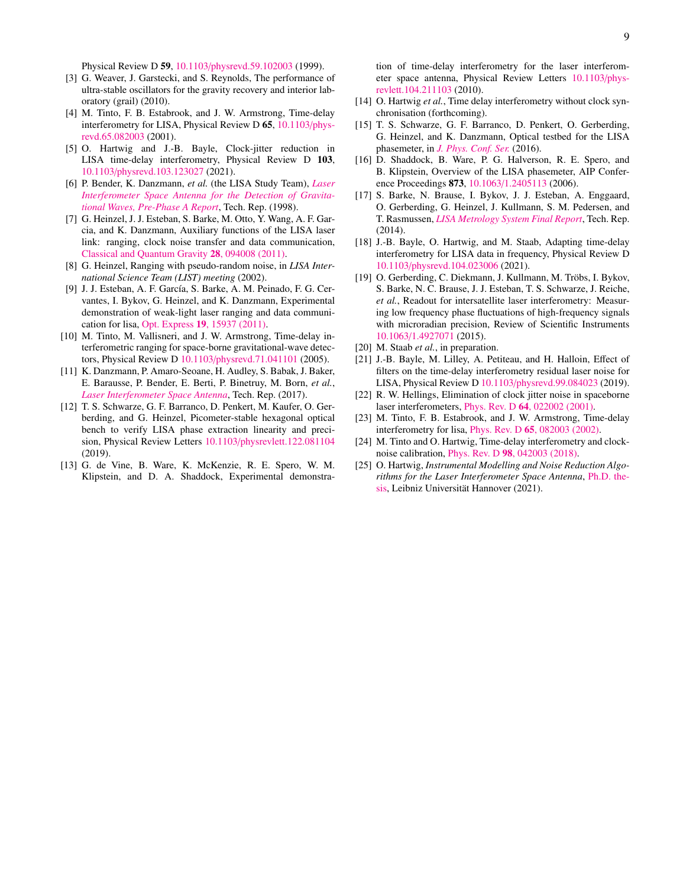Physical Review D **59**, 10.1103/physrevd.59.102003 (1999).

[3] G. Weaver, J. Garstecki, and S. Reynolds, The performance of ultra-stable oscillators for the gravity recovery and interior laboratory (grail) (2010).

[4] M. Tinto, F. B. Estabrook, and J. W. Armstrong, Time-delay interferometry for LISA, Physical Review D **65**, 10.1103/physrevd.65.082003 (2001).

[5] O. Hartwig and J.-B. Bayle, Clock-jitter reduction in LISA time-delay interferometry, Physical Review D **103**, 10.1103/physrevd.103.123027 (2021).

[6] P. Bender, K. Danzmann, *et al.* (the LISA Study Team), *Laser Interferometer Space Antenna for the Detection of Gravitational Waves, Pre-Phase A Report*, Tech. Rep. (1998).

[7] G. Heinzel, J. J. Esteban, S. Barke, M. Otto, Y. Wang, A. F. Garcia, and K. Danzmann, Auxiliary functions of the LISA laser link: ranging, clock noise transfer and data communication, Classical and Quantum Gravity **28**, 094008 (2011).

[8] G. Heinzel, Ranging with pseudo-random noise, in *LISA International Science Team (LIST) meeting* (2002).

[9] J. J. Esteban, A. F. García, S. Barke, A. M. Peinado, F. G. Cervantes, I. Bykov, G. Heinzel, and K. Danzmann, Experimental demonstration of weak-light laser ranging and data communication for lisa, Opt. Express **19**, 15937 (2011).

[10] M. Tinto, M. Vallisneri, and J. W. Armstrong, Time-delay interferometric ranging for space-borne gravitational-wave detectors, Physical Review D 10.1103/physrevd.71.041101 (2005).

[11] K. Danzmann, P. Amaro-Seoane, H. Audley, S. Babak, J. Baker, E. Barausse, P. Bender, E. Berti, P. Binetruy, M. Born, *et al.*, *Laser Interferometer Space Antenna*, Tech. Rep. (2017).

[12] T. S. Schwarze, G. F. Barranco, D. Penkert, M. Kaufer, O. Gerberding, and G. Heinzel, Picometer-stable hexagonal optical bench to verify LISA phase extraction linearity and precision, Physical Review Letters 10.1103/physrevlett.122.081104 (2019).

[13] G. de Vine, B. Ware, K. McKenzie, R. E. Spero, W. M. Klipstein, and D. A. Shaddock, Experimental demonstration of time-delay interferometry for the laser interferometer space antenna, Physical Review Letters 10.1103/physrevlett.104.211103 (2010).

[14] O. Hartwig *et al.*, Time delay interferometry without clock synchronisation (forthcoming).

[15] T. S. Schwarze, G. F. Barranco, D. Penkert, O. Gerberding, G. Heinzel, and K. Danzmann, Optical testbed for the LISA phasemeter, in *J. Phys. Conf. Ser.* (2016).

[16] D. Shaddock, B. Ware, P. G. Halverson, R. E. Spero, and B. Klipstein, Overview of the LISA phasemeter, AIP Conference Proceedings **873**, 10.1063/1.2405113 (2006).

[17] S. Barke, N. Brause, I. Bykov, J. J. Esteban, A. Enggaard, O. Gerberding, G. Heinzel, J. Kullmann, S. M. Pedersen, and T. Rasmussen, *LISA Metrology System Final Report*, Tech. Rep. (2014).

[18] J.-B. Bayle, O. Hartwig, and M. Staab, Adapting time-delay interferometry for LISA data in frequency, Physical Review D 10.1103/physrevd.104.023006 (2021).

[19] O. Gerberding, C. Diekmann, J. Kullmann, M. Tröbs, I. Bykov, S. Barke, N. C. Brause, J. J. Esteban, T. S. Schwarze, J. Reiche, *et al.*, Readout for intersatellite laser interferometry: Measuring low frequency phase fluctuations of high-frequency signals with microradian precision, Review of Scientific Instruments 10.1063/1.4927071 (2015).

[20] M. Staab *et al.*, in preparation.

[21] J.-B. Bayle, M. Lilley, A. Petiteau, and H. Halloin, Effect of filters on the time-delay interferometry residual laser noise for LISA, Physical Review D 10.1103/physrevd.99.084023 (2019).

[22] R. W. Hellings, Elimination of clock jitter noise in spaceborne laser interferometers, Phys. Rev. D **64**, 022002 (2001).

[23] M. Tinto, F. B. Estabrook, and J. W. Armstrong, Time-delay interferometry for lisa, Phys. Rev. D **65**, 082003 (2002).

[24] M. Tinto and O. Hartwig, Time-delay interferometry and clock-noise calibration, Phys. Rev. D **98**, 042003 (2018).

[25] O. Hartwig, *Instrumental Modelling and Noise Reduction Algorithms for the Laser Interferometer Space Antenna*, Ph.D. thesis, Leibniz Universität Hannover (2021).